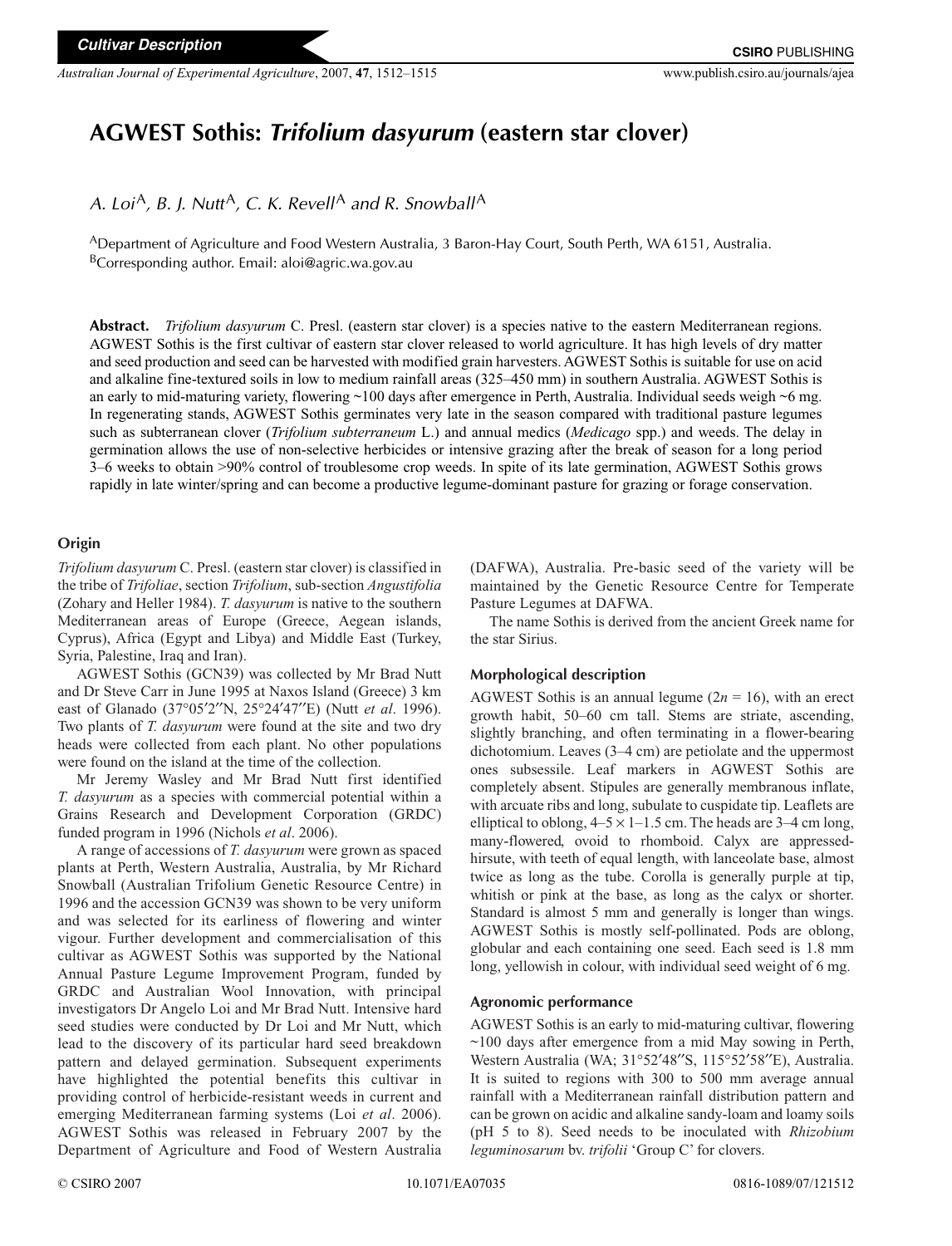Cultivar Description

# AGWEST Sothis: *Trifolium dasyurum* (eastern star clover)

*A. Loi*[A], *B. J. Nutt*[A], *C. K. Revell*[A] *and R. Snowball*[A]

[A]Department of Agriculture and Food Western Australia, 3 Baron-Hay Court, South Perth, WA 6151, Australia.
[B]Corresponding author. Email: aloi@agric.wa.gov.au

**Abstract.** *Trifolium dasyurum* C. Presl. (eastern star clover) is a species native to the eastern Mediterranean regions. AGWEST Sothis is the first cultivar of eastern star clover released to world agriculture. It has high levels of dry matter and seed production and seed can be harvested with modified grain harvesters. AGWEST Sothis is suitable for use on acid and alkaline fine-textured soils in low to medium rainfall areas (325–450 mm) in southern Australia. AGWEST Sothis is an early to mid-maturing variety, flowering ~100 days after emergence in Perth, Australia. Individual seeds weigh ~6 mg. In regenerating stands, AGWEST Sothis germinates very late in the season compared with traditional pasture legumes such as subterranean clover (*Trifolium subterraneum* L.) and annual medics (*Medicago* spp.) and weeds. The delay in germination allows the use of non-selective herbicides or intensive grazing after the break of season for a long period 3–6 weeks to obtain >90% control of troublesome crop weeds. In spite of its late germination, AGWEST Sothis grows rapidly in late winter/spring and can become a productive legume-dominant pasture for grazing or forage conservation.

## Origin

*Trifolium dasyurum* C. Presl. (eastern star clover) is classified in the tribe of *Trifoliae*, section *Trifolium*, sub-section *Angustifolia* (Zohary and Heller 1984). *T. dasyurum* is native to the southern Mediterranean areas of Europe (Greece, Aegean islands, Cyprus), Africa (Egypt and Libya) and Middle East (Turkey, Syria, Palestine, Iraq and Iran).

AGWEST Sothis (GCN39) was collected by Mr Brad Nutt and Dr Steve Carr in June 1995 at Naxos Island (Greece) 3 km east of Glanado (37°05′2″N, 25°24′47″E) (Nutt *et al*. 1996). Two plants of *T. dasyurum* were found at the site and two dry heads were collected from each plant. No other populations were found on the island at the time of the collection.

Mr Jeremy Wasley and Mr Brad Nutt first identified *T. dasyurum* as a species with commercial potential within a Grains Research and Development Corporation (GRDC) funded program in 1996 (Nichols *et al*. 2006).

A range of accessions of *T. dasyurum* were grown as spaced plants at Perth, Western Australia, Australia, by Mr Richard Snowball (Australian Trifolium Genetic Resource Centre) in 1996 and the accession GCN39 was shown to be very uniform and was selected for its earliness of flowering and winter vigour. Further development and commercialisation of this cultivar as AGWEST Sothis was supported by the National Annual Pasture Legume Improvement Program, funded by GRDC and Australian Wool Innovation, with principal investigators Dr Angelo Loi and Mr Brad Nutt. Intensive hard seed studies were conducted by Dr Loi and Mr Nutt, which lead to the discovery of its particular hard seed breakdown pattern and delayed germination. Subsequent experiments have highlighted the potential benefits this cultivar in providing control of herbicide-resistant weeds in current and emerging Mediterranean farming systems (Loi *et al*. 2006). AGWEST Sothis was released in February 2007 by the Department of Agriculture and Food of Western Australia (DAFWA), Australia. Pre-basic seed of the variety will be maintained by the Genetic Resource Centre for Temperate Pasture Legumes at DAFWA.

The name Sothis is derived from the ancient Greek name for the star Sirius.

## Morphological description

AGWEST Sothis is an annual legume ($2n = 16$), with an erect growth habit, 50–60 cm tall. Stems are striate, ascending, slightly branching, and often terminating in a flower-bearing dichotomium. Leaves (3–4 cm) are petiolate and the uppermost ones subsessile. Leaf markers in AGWEST Sothis are completely absent. Stipules are generally membranous inflate, with arcuate ribs and long, subulate to cuspidate tip. Leaflets are elliptical to oblong, $4–5 \times 1–1.5$ cm. The heads are 3–4 cm long, many-flowered, ovoid to rhomboid. Calyx are appressed-hirsute, with teeth of equal length, with lanceolate base, almost twice as long as the tube. Corolla is generally purple at tip, whitish or pink at the base, as long as the calyx or shorter. Standard is almost 5 mm and generally is longer than wings. AGWEST Sothis is mostly self-pollinated. Pods are oblong, globular and each containing one seed. Each seed is 1.8 mm long, yellowish in colour, with individual seed weight of 6 mg.

## Agronomic performance

AGWEST Sothis is an early to mid-maturing cultivar, flowering ~100 days after emergence from a mid May sowing in Perth, Western Australia (WA; 31°52′48″S, 115°52′58″E), Australia. It is suited to regions with 300 to 500 mm average annual rainfall with a Mediterranean rainfall distribution pattern and can be grown on acidic and alkaline sandy-loam and loamy soils (pH 5 to 8). Seed needs to be inoculated with *Rhizobium leguminosarum* bv. *trifolii* 'Group C' for clovers.

© CSIRO 2007 10.1071/EA07035 0816-1089/07/121512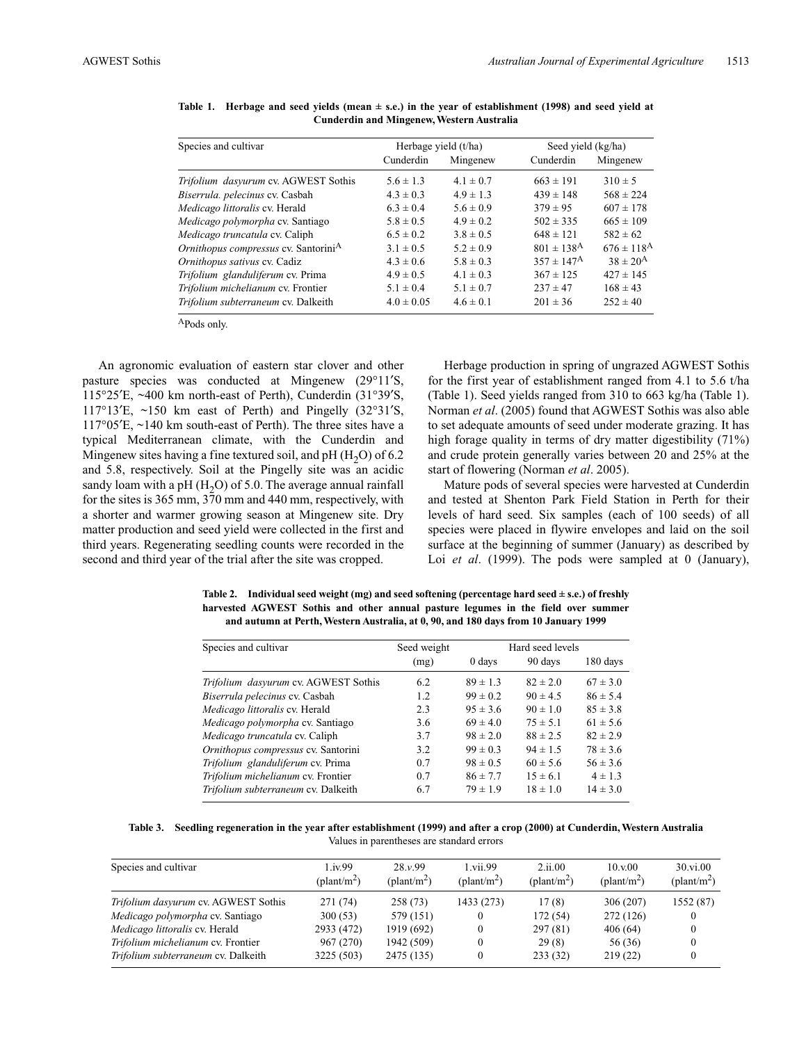**Table 1. Herbage and seed yields (mean ± s.e.) in the year of establishment (1998) and seed yield at Cunderdin and Mingenew, Western Australia**

| Species and cultivar | Herbage yield (t/ha) | | Seed yield (kg/ha) | |
|---|---|---|---|---|
| | Cunderdin | Mingenew | Cunderdin | Mingenew |
| *Trifolium dasyurum* cv. AGWEST Sothis | 5.6 ± 1.3 | 4.1 ± 0.7 | 663 ± 191 | 310 ± 5 |
| *Biserrula. pelecinus* cv. Casbah | 4.3 ± 0.3 | 4.9 ± 1.3 | 439 ± 148 | 568 ± 224 |
| *Medicago littoralis* cv. Herald | 6.3 ± 0.4 | 5.6 ± 0.9 | 379 ± 95 | 607 ± 178 |
| *Medicago polymorpha* cv. Santiago | 5.8 ± 0.5 | 4.9 ± 0.2 | 502 ± 335 | 665 ± 109 |
| *Medicago truncatula* cv. Caliph | 6.5 ± 0.2 | 3.8 ± 0.5 | 648 ± 121 | 582 ± 62 |
| *Ornithopus compressus* cv. Santorini[A] | 3.1 ± 0.5 | 5.2 ± 0.9 | 801 ± 138[A] | 676 ± 118[A] |
| *Ornithopus sativus* cv. Cadiz | 4.3 ± 0.6 | 5.8 ± 0.3 | 357 ± 147[A] | 38 ± 20[A] |
| *Trifolium glanduliferum* cv. Prima | 4.9 ± 0.5 | 4.1 ± 0.3 | 367 ± 125 | 427 ± 145 |
| *Trifolium michelianum* cv. Frontier | 5.1 ± 0.4 | 5.1 ± 0.7 | 237 ± 47 | 168 ± 43 |
| *Trifolium subterraneum* cv. Dalkeith | 4.0 ± 0.05 | 4.6 ± 0.1 | 201 ± 36 | 252 ± 40 |

[A]Pods only.

An agronomic evaluation of eastern star clover and other pasture species was conducted at Mingenew (29°11′S, 115°25′E, ~400 km north-east of Perth), Cunderdin (31°39′S, 117°13′E, ~150 km east of Perth) and Pingelly (32°31′S, 117°05′E, ~140 km south-east of Perth). The three sites have a typical Mediterranean climate, with the Cunderdin and Mingenew sites having a fine textured soil, and pH ($H_2O$) of 6.2 and 5.8, respectively. Soil at the Pingelly site was an acidic sandy loam with a pH ($H_2O$) of 5.0. The average annual rainfall for the sites is 365 mm, 370 mm and 440 mm, respectively, with a shorter and warmer growing season at Mingenew site. Dry matter production and seed yield were collected in the first and third years. Regenerating seedling counts were recorded in the second and third year of the trial after the site was cropped.

Herbage production in spring of ungrazed AGWEST Sothis for the first year of establishment ranged from 4.1 to 5.6 t/ha (Table 1). Seed yields ranged from 310 to 663 kg/ha (Table 1). Norman *et al*. (2005) found that AGWEST Sothis was also able to set adequate amounts of seed under moderate grazing. It has high forage quality in terms of dry matter digestibility (71%) and crude protein generally varies between 20 and 25% at the start of flowering (Norman *et al*. 2005).

Mature pods of several species were harvested at Cunderdin and tested at Shenton Park Field Station in Perth for their levels of hard seed. Six samples (each of 100 seeds) of all species were placed in flywire envelopes and laid on the soil surface at the beginning of summer (January) as described by Loi *et al*. (1999). The pods were sampled at 0 (January),

**Table 2. Individual seed weight (mg) and seed softening (percentage hard seed ± s.e.) of freshly harvested AGWEST Sothis and other annual pasture legumes in the field over summer and autumn at Perth, Western Australia, at 0, 90, and 180 days from 10 January 1999**

| Species and cultivar | Seed weight (mg) | Hard seed levels | | |
|---|---|---|---|---|
| | | 0 days | 90 days | 180 days |
| *Trifolium dasyurum* cv. AGWEST Sothis | 6.2 | 89 ± 1.3 | 82 ± 2.0 | 67 ± 3.0 |
| *Biserrula pelecinus* cv. Casbah | 1.2 | 99 ± 0.2 | 90 ± 4.5 | 86 ± 5.4 |
| *Medicago littoralis* cv. Herald | 2.3 | 95 ± 3.6 | 90 ± 1.0 | 85 ± 3.8 |
| *Medicago polymorpha* cv. Santiago | 3.6 | 69 ± 4.0 | 75 ± 5.1 | 61 ± 5.6 |
| *Medicago truncatula* cv. Caliph | 3.7 | 98 ± 2.0 | 88 ± 2.5 | 82 ± 2.9 |
| *Ornithopus compressus* cv. Santorini | 3.2 | 99 ± 0.3 | 94 ± 1.5 | 78 ± 3.6 |
| *Trifolium glanduliferum* cv. Prima | 0.7 | 98 ± 0.5 | 60 ± 5.6 | 56 ± 3.6 |
| *Trifolium michelianum* cv. Frontier | 0.7 | 86 ± 7.7 | 15 ± 6.1 | 4 ± 1.3 |
| *Trifolium subterraneum* cv. Dalkeith | 6.7 | 79 ± 1.9 | 18 ± 1.0 | 14 ± 3.0 |

**Table 3. Seedling regeneration in the year after establishment (1999) and after a crop (2000) at Cunderdin, Western Australia**

Values in parentheses are standard errors

| Species and cultivar | 1.iv.99 ($plant/m^2$) | 28.*v*.99 ($plant/m^2$) | 1.vii.99 ($plant/m^2$) | 2.ii.00 ($plant/m^2$) | 10.v.00 ($plant/m^2$) | 30.vi.00 ($plant/m^2$) |
|---|---|---|---|---|---|---|
| *Trifolium dasyurum* cv. AGWEST Sothis | 271 (74) | 258 (73) | 1433 (273) | 17 (8) | 306 (207) | 1552 (87) |
| *Medicago polymorpha* cv. Santiago | 300 (53) | 579 (151) | 0 | 172 (54) | 272 (126) | 0 |
| *Medicago littoralis* cv. Herald | 2933 (472) | 1919 (692) | 0 | 297 (81) | 406 (64) | 0 |
| *Trifolium michelianum* cv. Frontier | 967 (270) | 1942 (509) | 0 | 29 (8) | 56 (36) | 0 |
| *Trifolium subterraneum* cv. Dalkeith | 3225 (503) | 2475 (135) | 0 | 233 (32) | 219 (22) | 0 |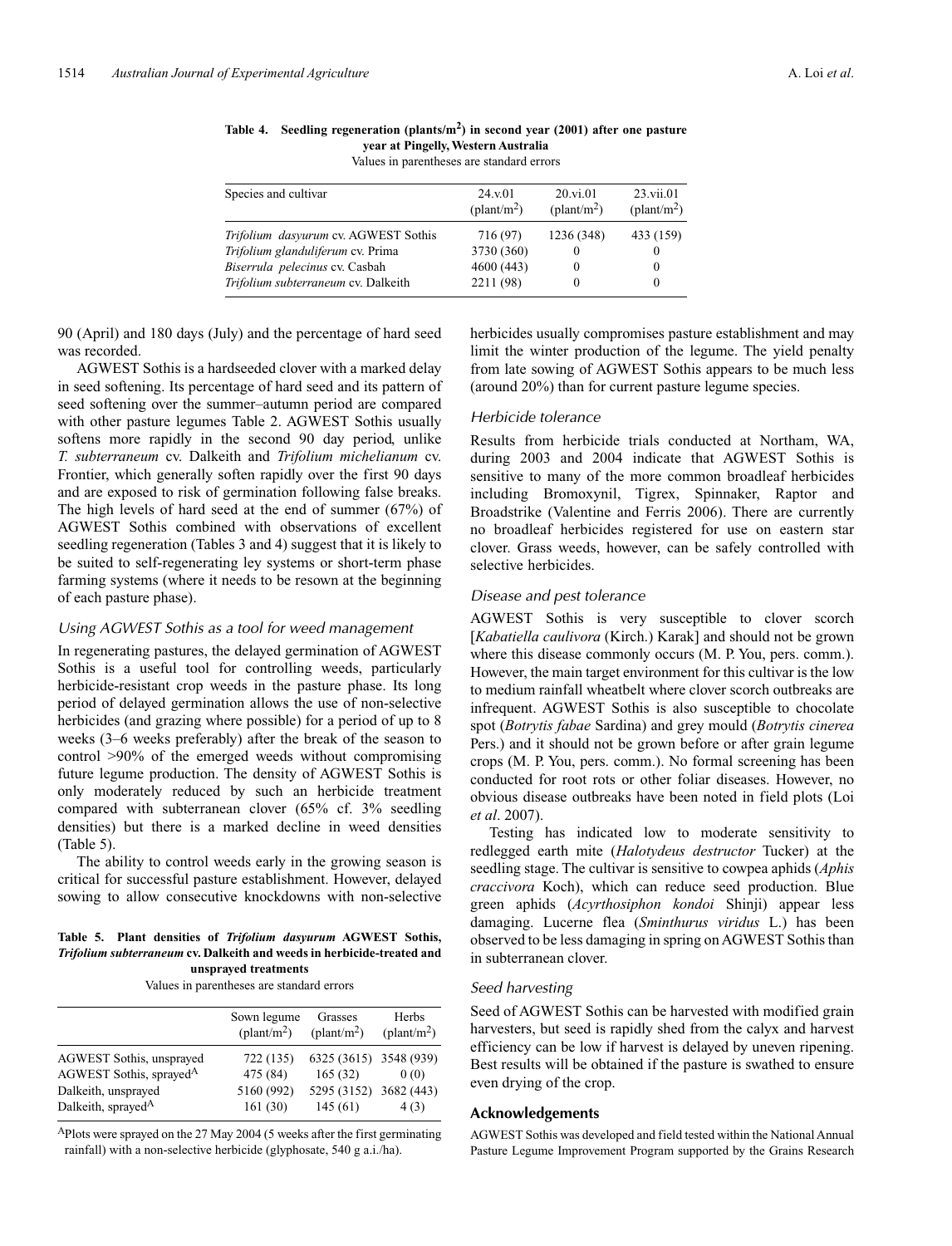**Table 4. Seedling regeneration (plants/m$^2$) in second year (2001) after one pasture year at Pingelly, Western Australia**

Values in parentheses are standard errors

| Species and cultivar | 24.v.01 (plant/m$^2$) | 20.vi.01 (plant/m$^2$) | 23.vii.01 (plant/m$^2$) |
|---|---|---|---|
| *Trifolium dasyurum* cv. AGWEST Sothis | 716 (97) | 1236 (348) | 433 (159) |
| *Trifolium glanduliferum* cv. Prima | 3730 (360) | 0 | 0 |
| *Biserrula pelecinus* cv. Casbah | 4600 (443) | 0 | 0 |
| *Trifolium subterraneum* cv. Dalkeith | 2211 (98) | 0 | 0 |

90 (April) and 180 days (July) and the percentage of hard seed was recorded.

AGWEST Sothis is a hardseeded clover with a marked delay in seed softening. Its percentage of hard seed and its pattern of seed softening over the summer–autumn period are compared with other pasture legumes Table 2. AGWEST Sothis usually softens more rapidly in the second 90 day period, unlike *T. subterraneum* cv. Dalkeith and *Trifolium michelianum* cv. Frontier, which generally soften rapidly over the first 90 days and are exposed to risk of germination following false breaks. The high levels of hard seed at the end of summer (67%) of AGWEST Sothis combined with observations of excellent seedling regeneration (Tables 3 and 4) suggest that it is likely to be suited to self-regenerating ley systems or short-term phase farming systems (where it needs to be resown at the beginning of each pasture phase).

### *Using AGWEST Sothis as a tool for weed management*

In regenerating pastures, the delayed germination of AGWEST Sothis is a useful tool for controlling weeds, particularly herbicide-resistant crop weeds in the pasture phase. Its long period of delayed germination allows the use of non-selective herbicides (and grazing where possible) for a period of up to 8 weeks (3–6 weeks preferably) after the break of the season to control >90% of the emerged weeds without compromising future legume production. The density of AGWEST Sothis is only moderately reduced by such an herbicide treatment compared with subterranean clover (65% cf. 3% seedling densities) but there is a marked decline in weed densities (Table 5).

The ability to control weeds early in the growing season is critical for successful pasture establishment. However, delayed sowing to allow consecutive knockdowns with non-selective herbicides usually compromises pasture establishment and may limit the winter production of the legume. The yield penalty from late sowing of AGWEST Sothis appears to be much less (around 20%) than for current pasture legume species.

**Table 5. Plant densities of *Trifolium dasyurum* AGWEST Sothis, *Trifolium subterraneum* cv. Dalkeith and weeds in herbicide-treated and unsprayed treatments**

Values in parentheses are standard errors

| | Sown legume (plant/m$^2$) | Grasses (plant/m$^2$) | Herbs (plant/m$^2$) |
|---|---|---|---|
| AGWEST Sothis, unsprayed | 722 (135) | 6325 (3615) | 3548 (939) |
| AGWEST Sothis, sprayed[A] | 475 (84) | 165 (32) | 0 (0) |
| Dalkeith, unsprayed | 5160 (992) | 5295 (3152) | 3682 (443) |
| Dalkeith, sprayed[A] | 161 (30) | 145 (61) | 4 (3) |

[A]Plots were sprayed on the 27 May 2004 (5 weeks after the first germinating rainfall) with a non-selective herbicide (glyphosate, 540 g a.i./ha).

### *Herbicide tolerance*

Results from herbicide trials conducted at Northam, WA, during 2003 and 2004 indicate that AGWEST Sothis is sensitive to many of the more common broadleaf herbicides including Bromoxynil, Tigrex, Spinnaker, Raptor and Broadstrike (Valentine and Ferris 2006). There are currently no broadleaf herbicides registered for use on eastern star clover. Grass weeds, however, can be safely controlled with selective herbicides.

### *Disease and pest tolerance*

AGWEST Sothis is very susceptible to clover scorch [*Kabatiella caulivora* (Kirch.) Karak] and should not be grown where this disease commonly occurs (M. P. You, pers. comm.). However, the main target environment for this cultivar is the low to medium rainfall wheatbelt where clover scorch outbreaks are infrequent. AGWEST Sothis is also susceptible to chocolate spot (*Botrytis fabae* Sardina) and grey mould (*Botrytis cinerea* Pers.) and it should not be grown before or after grain legume crops (M. P. You, pers. comm.). No formal screening has been conducted for root rots or other foliar diseases. However, no obvious disease outbreaks have been noted in field plots (Loi *et al*. 2007).

Testing has indicated low to moderate sensitivity to redlegged earth mite (*Halotydeus destructor* Tucker) at the seedling stage. The cultivar is sensitive to cowpea aphids (*Aphis craccivora* Koch), which can reduce seed production. Blue green aphids (*Acyrthosiphon kondoi* Shinji) appear less damaging. Lucerne flea (*Sminthurus viridus* L.) has been observed to be less damaging in spring on AGWEST Sothis than in subterranean clover.

### *Seed harvesting*

Seed of AGWEST Sothis can be harvested with modified grain harvesters, but seed is rapidly shed from the calyx and harvest efficiency can be low if harvest is delayed by uneven ripening. Best results will be obtained if the pasture is swathed to ensure even drying of the crop.

## Acknowledgements

AGWEST Sothis was developed and field tested within the National Annual Pasture Legume Improvement Program supported by the Grains Research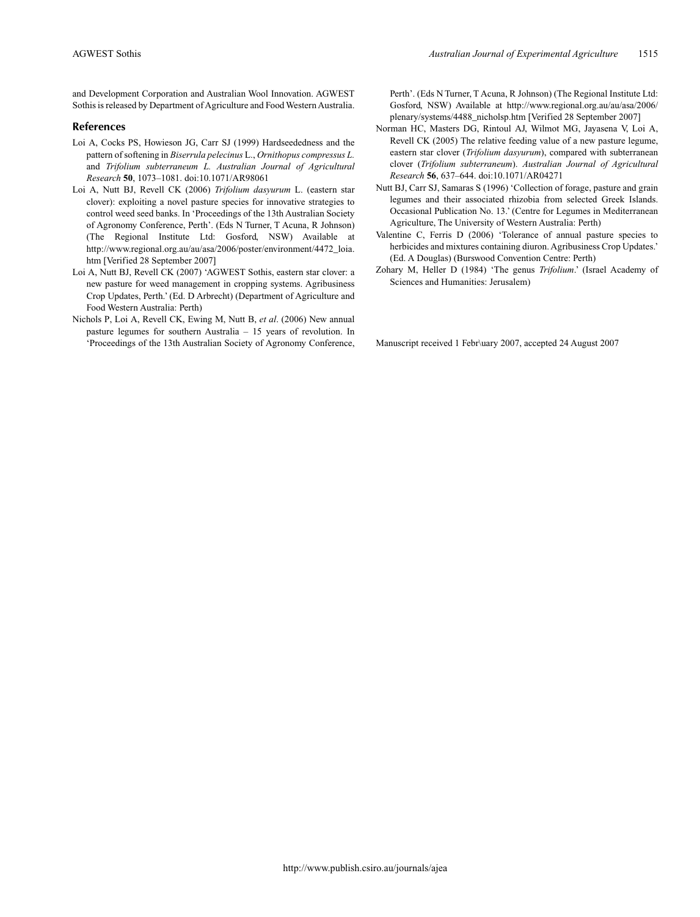and Development Corporation and Australian Wool Innovation. AGWEST Sothis is released by Department of Agriculture and Food Western Australia.

## References

Loi A, Cocks PS, Howieson JG, Carr SJ (1999) Hardseededness and the pattern of softening in *Biserrula pelecinus* L., *Ornithopus compressus L.* and *Trifolium subterraneum L. Australian Journal of Agricultural Research* **50**, 1073–1081. doi:10.1071/AR98061

Loi A, Nutt BJ, Revell CK (2006) *Trifolium dasyurum* L. (eastern star clover): exploiting a novel pasture species for innovative strategies to control weed seed banks. In 'Proceedings of the 13th Australian Society of Agronomy Conference, Perth'. (Eds N Turner, T Acuna, R Johnson) (The Regional Institute Ltd: Gosford, NSW) Available at http://www.regional.org.au/au/asa/2006/poster/environment/4472_loia.htm [Verified 28 September 2007]

Loi A, Nutt BJ, Revell CK (2007) 'AGWEST Sothis, eastern star clover: a new pasture for weed management in cropping systems. Agribusiness Crop Updates, Perth.' (Ed. D Arbrecht) (Department of Agriculture and Food Western Australia: Perth)

Nichols P, Loi A, Revell CK, Ewing M, Nutt B, *et al*. (2006) New annual pasture legumes for southern Australia – 15 years of revolution. In 'Proceedings of the 13th Australian Society of Agronomy Conference, Perth'. (Eds N Turner, T Acuna, R Johnson) (The Regional Institute Ltd: Gosford, NSW) Available at http://www.regional.org.au/au/asa/2006/plenary/systems/4488_nicholsp.htm [Verified 28 September 2007]

Norman HC, Masters DG, Rintoul AJ, Wilmot MG, Jayasena V, Loi A, Revell CK (2005) The relative feeding value of a new pasture legume, eastern star clover (*Trifolium dasyurum*), compared with subterranean clover (*Trifolium subterraneum*). *Australian Journal of Agricultural Research* **56**, 637–644. doi:10.1071/AR04271

Nutt BJ, Carr SJ, Samaras S (1996) 'Collection of forage, pasture and grain legumes and their associated rhizobia from selected Greek Islands. Occasional Publication No. 13.' (Centre for Legumes in Mediterranean Agriculture, The University of Western Australia: Perth)

Valentine C, Ferris D (2006) 'Tolerance of annual pasture species to herbicides and mixtures containing diuron. Agribusiness Crop Updates.' (Ed. A Douglas) (Burswood Convention Centre: Perth)

Zohary M, Heller D (1984) 'The genus *Trifolium*.' (Israel Academy of Sciences and Humanities: Jerusalem)

Manuscript received 1 Febr\uary 2007, accepted 24 August 2007